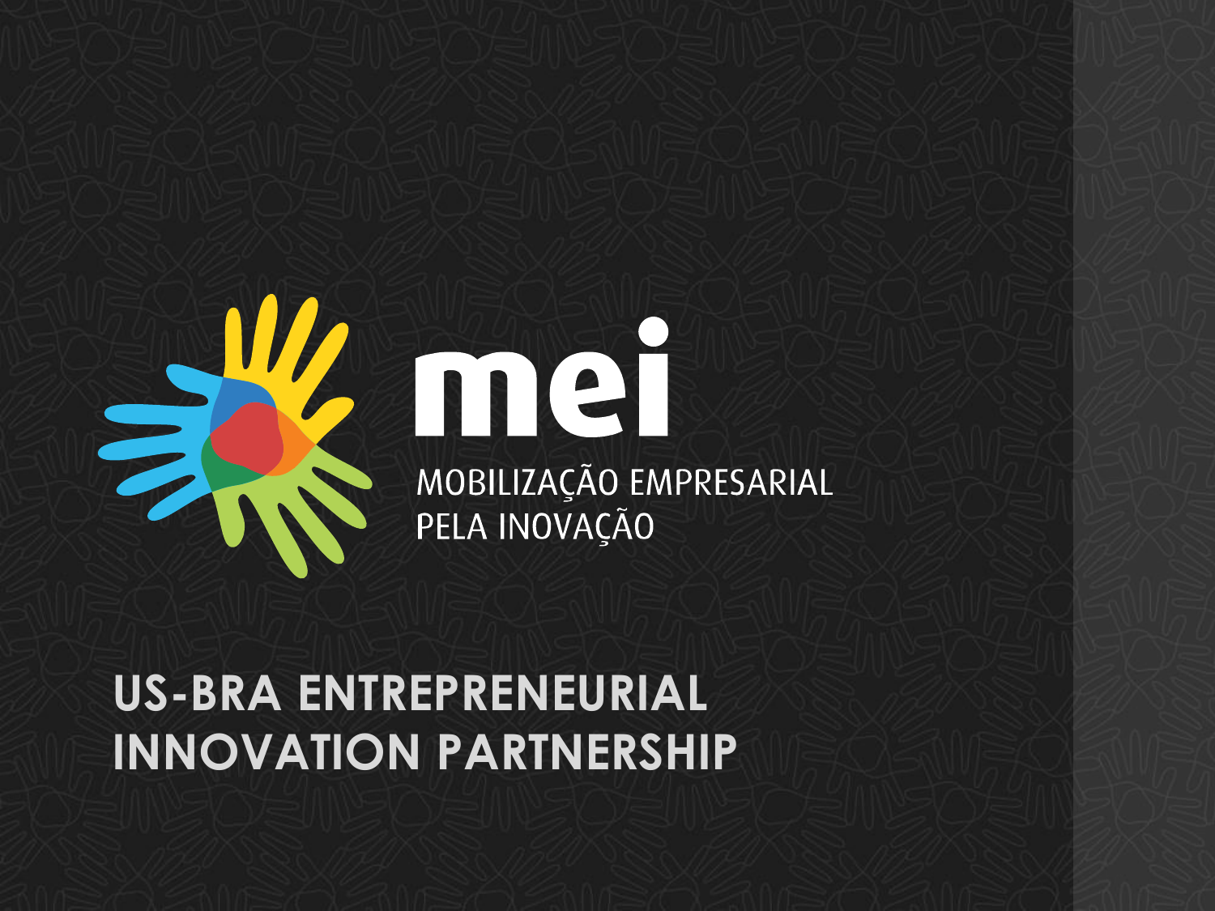mei

MOBILIZAÇÃO EMPRESARIAL PELA INOVAÇÃO

# US-BRA ENTREPRENEURIAL INNOVATION PARTNERSHIP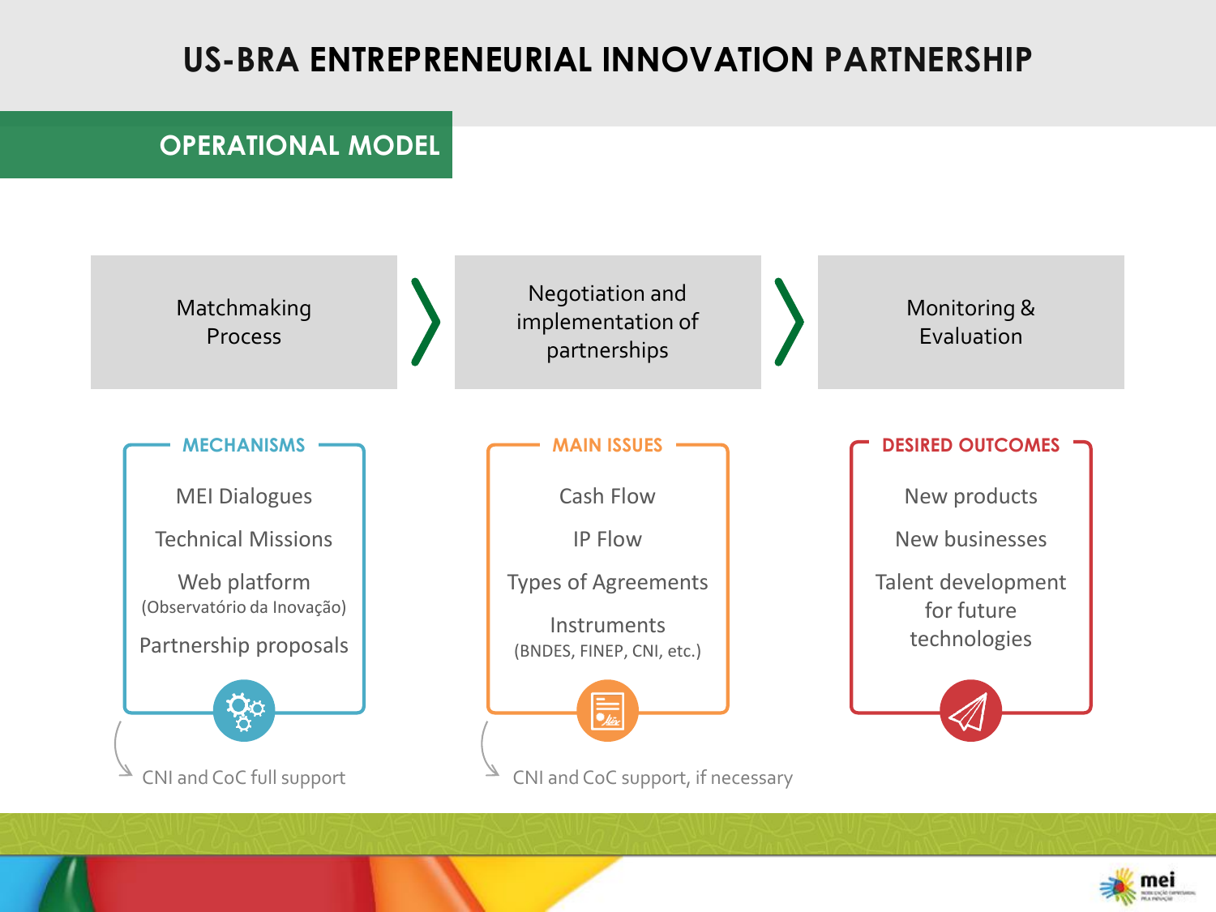# US-BRA ENTREPRENEURIAL INNOVATION PARTNERSHIP

## OPERATIONAL MODEL

Matchmaking Process → Negotiation and implementation of partnerships → Monitoring & Evaluation

### MECHANISMS

- MEI Dialogues
- Technical Missions
- Web platform (Observatório da Inovação)
- Partnership proposals

CNI and CoC full support

### MAIN ISSUES

- Cash Flow
- IP Flow
- Types of Agreements
- Instruments (BNDES, FINEP, CNI, etc.)

CNI and CoC support, if necessary

### DESIRED OUTCOMES

- New products
- New businesses
- Talent development for future technologies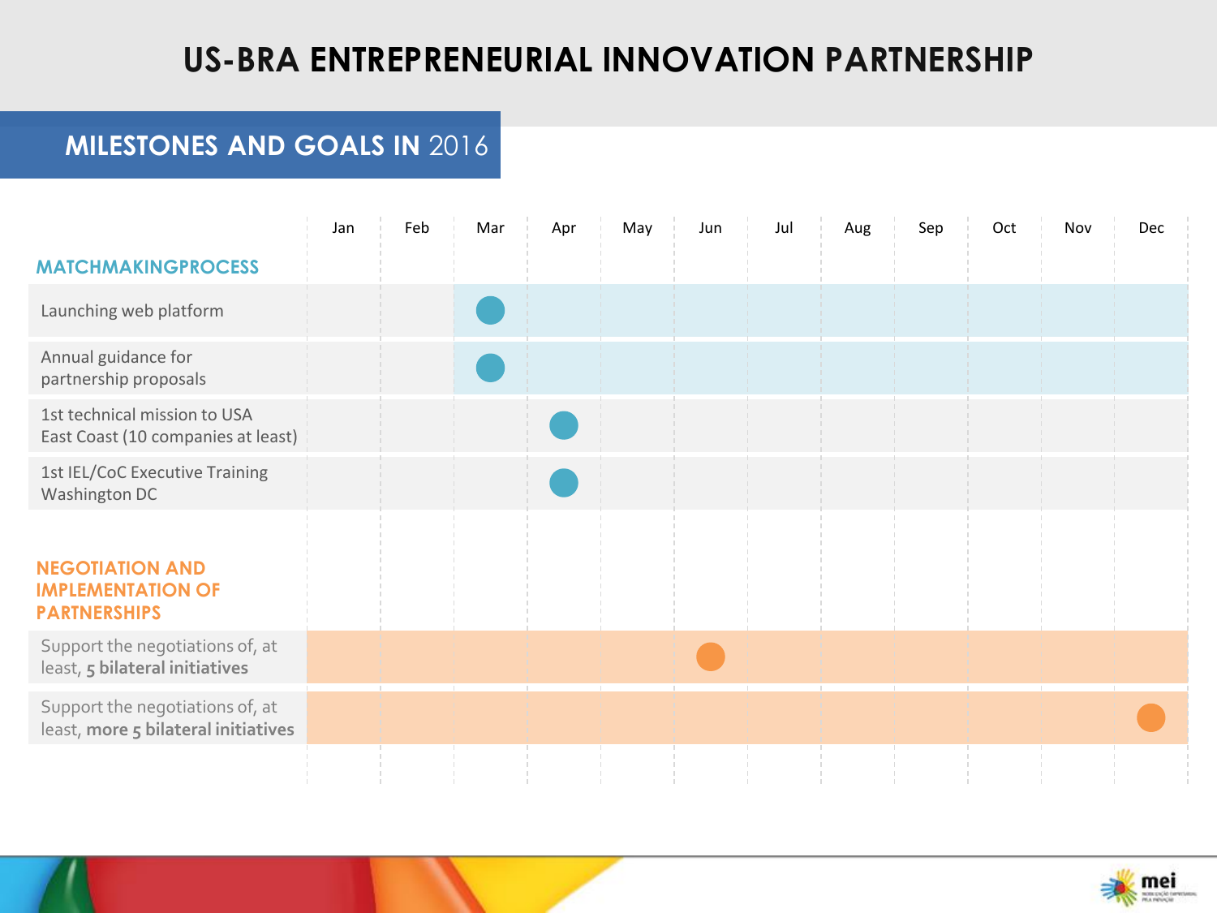# US-BRA ENTREPRENEURIAL INNOVATION PARTNERSHIP

## MILESTONES AND GOALS IN 2016

| | Jan | Feb | Mar | Apr | May | Jun | Jul | Aug | Sep | Oct | Nov | Dec |
|---|---|---|---|---|---|---|---|---|---|---|---|---|
| **MATCHMAKINGPROCESS** | | | | | | | | | | | | |
| Launching web platform | | | ● | | | | | | | | | |
| Annual guidance for partnership proposals | | | ● | | | | | | | | | |
| 1st technical mission to USA East Coast (10 companies at least) | | | | ● | | | | | | | | |
| 1st IEL/CoC Executive Training Washington DC | | | | ● | | | | | | | | |
| **NEGOTIATION AND IMPLEMENTATION OF PARTNERSHIPS** | | | | | | | | | | | | |
| Support the negotiations of, at least, **5 bilateral initiatives** | | | | | | ● | | | | | | |
| Support the negotiations of, at least, **more 5 bilateral initiatives** | | | | | | | | | | | | ● |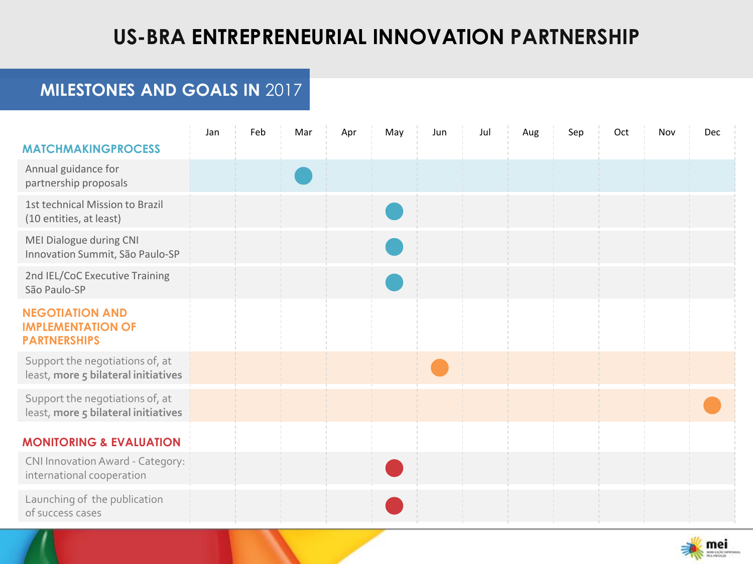# US-BRA ENTREPRENEURIAL INNOVATION PARTNERSHIP

## MILESTONES AND GOALS IN 2017

| | Jan | Feb | Mar | Apr | May | Jun | Jul | Aug | Sep | Oct | Nov | Dec |
|---|---|---|---|---|---|---|---|---|---|---|---|---|
| **MATCHMAKINGPROCESS** | | | | | | | | | | | | |
| Annual guidance for partnership proposals | | | ● | | | | | | | | | |
| 1st technical Mission to Brazil (10 entities, at least) | | | | | ● | | | | | | | |
| MEI Dialogue during CNI Innovation Summit, São Paulo-SP | | | | | ● | | | | | | | |
| 2nd IEL/CoC Executive Training São Paulo-SP | | | | | ● | | | | | | | |
| **NEGOTIATION AND IMPLEMENTATION OF PARTNERSHIPS** | | | | | | | | | | | | |
| Support the negotiations of, at least, **more 5 bilateral initiatives** | | | | | | ● | | | | | | |
| Support the negotiations of, at least, **more 5 bilateral initiatives** | | | | | | | | | | | | ● |
| **MONITORING & EVALUATION** | | | | | | | | | | | | |
| CNI Innovation Award - Category: international cooperation | | | | | ● | | | | | | | |
| Launching of the publication of success cases | | | | | ● | | | | | | | |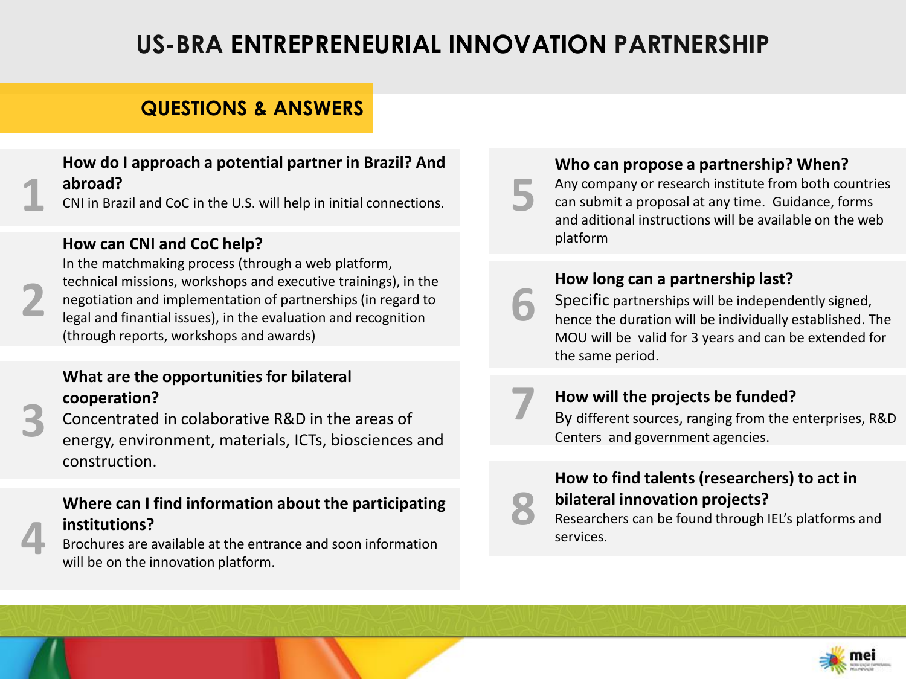# US-BRA ENTREPRENEURIAL INNOVATION PARTNERSHIP

## QUESTIONS & ANSWERS

**1**

**How do I approach a potential partner in Brazil? And abroad?**

CNI in Brazil and CoC in the U.S. will help in initial connections.

**2**

**How can CNI and CoC help?**

In the matchmaking process (through a web platform, technical missions, workshops and executive trainings), in the negotiation and implementation of partnerships (in regard to legal and finantial issues), in the evaluation and recognition (through reports, workshops and awards)

**3**

**What are the opportunities for bilateral cooperation?**

Concentrated in colaborative R&D in the areas of energy, environment, materials, ICTs, biosciences and construction.

**4**

**Where can I find information about the participating institutions?**

Brochures are available at the entrance and soon information will be on the innovation platform.

**5**

**Who can propose a partnership? When?**

Any company or research institute from both countries can submit a proposal at any time. Guidance, forms and aditional instructions will be available on the web platform

**6**

**How long can a partnership last?**

Specific partnerships will be independently signed, hence the duration will be individually established. The MOU will be valid for 3 years and can be extended for the same period.

**7**

**How will the projects be funded?**

By different sources, ranging from the enterprises, R&D Centers and government agencies.

**8**

**How to find talents (researchers) to act in bilateral innovation projects?**

Researchers can be found through IEL's platforms and services.